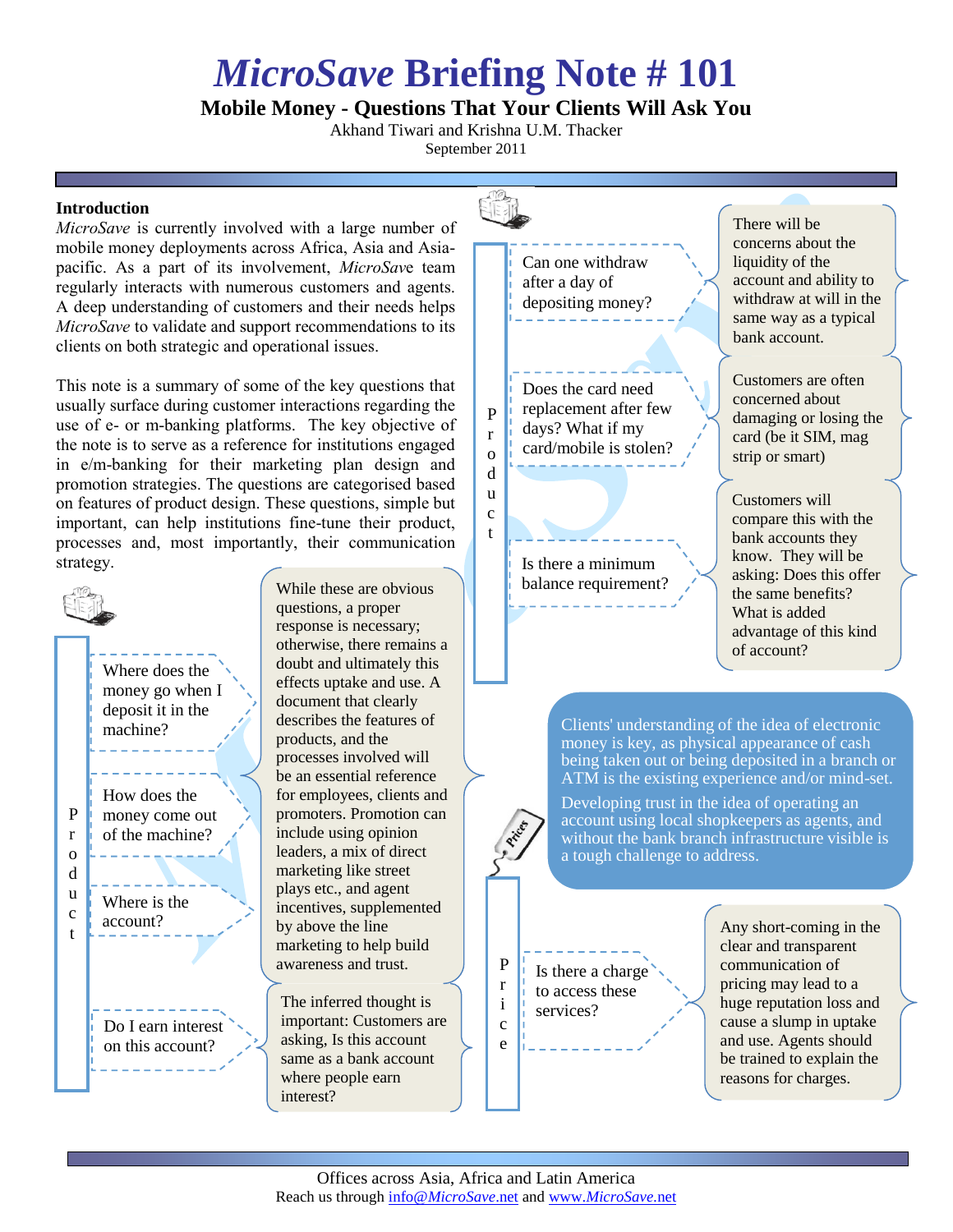# *MicroSave* Briefing Note # 101

## Mobile Money - Questions That Your Clients Will Ask You

Akhand Tiwari and Krishna U.M. Thacker

September 2011

### Introduction

*MicroSave* is currently involved with a large number of mobile money deployments across Africa, Asia and Asia-pacific. As a part of its involvement, *MicroSave* team regularly interacts with numerous customers and agents. A deep understanding of customers and their needs helps *MicroSave* to validate and support recommendations to its clients on both strategic and operational issues.

This note is a summary of some of the key questions that usually surface during customer interactions regarding the use of e- or m-banking platforms. The key objective of the note is to serve as a reference for institutions engaged in e/m-banking for their marketing plan design and promotion strategies. The questions are categorised based on features of product design. These questions, simple but important, can help institutions fine-tune their product, processes and, most importantly, their communication strategy.

### Product

- Where does the money go when I deposit it in the machine?
- How does the money come out of the machine?
- Where is the account?

While these are obvious questions, a proper response is necessary; otherwise, there remains a doubt and ultimately this effects uptake and use. A document that clearly describes the features of products, and the processes involved will be an essential reference for employees, clients and promoters. Promotion can include using opinion leaders, a mix of direct marketing like street plays etc., and agent incentives, supplemented by above the line marketing to help build awareness and trust.

- Do I earn interest on this account?

The inferred thought is important: Customers are asking, Is this account same as a bank account where people earn interest?

### Product

- Can one withdraw after a day of depositing money?

There will be concerns about the liquidity of the account and ability to withdraw at will in the same way as a typical bank account.

- Does the card need replacement after few days? What if my card/mobile is stolen?

Customers are often concerned about damaging or losing the card (be it SIM, mag strip or smart)

- Is there a minimum balance requirement?

Customers will compare this with the bank accounts they know. They will be asking: Does this offer the same benefits? What is added advantage of this kind of account?

Clients' understanding of the idea of electronic money is key, as physical appearance of cash being taken out or being deposited in a branch or ATM is the existing experience and/or mind-set.

Developing trust in the idea of operating an account using local shopkeepers as agents, and without the bank branch infrastructure visible is a tough challenge to address.

### Price

- Is there a charge to access these services?

Any short-coming in the clear and transparent communication of pricing may lead to a huge reputation loss and cause a slump in uptake and use. Agents should be trained to explain the reasons for charges.

Offices across Asia, Africa and Latin America
Reach us through info@*MicroSave*.net and www.*MicroSave*.net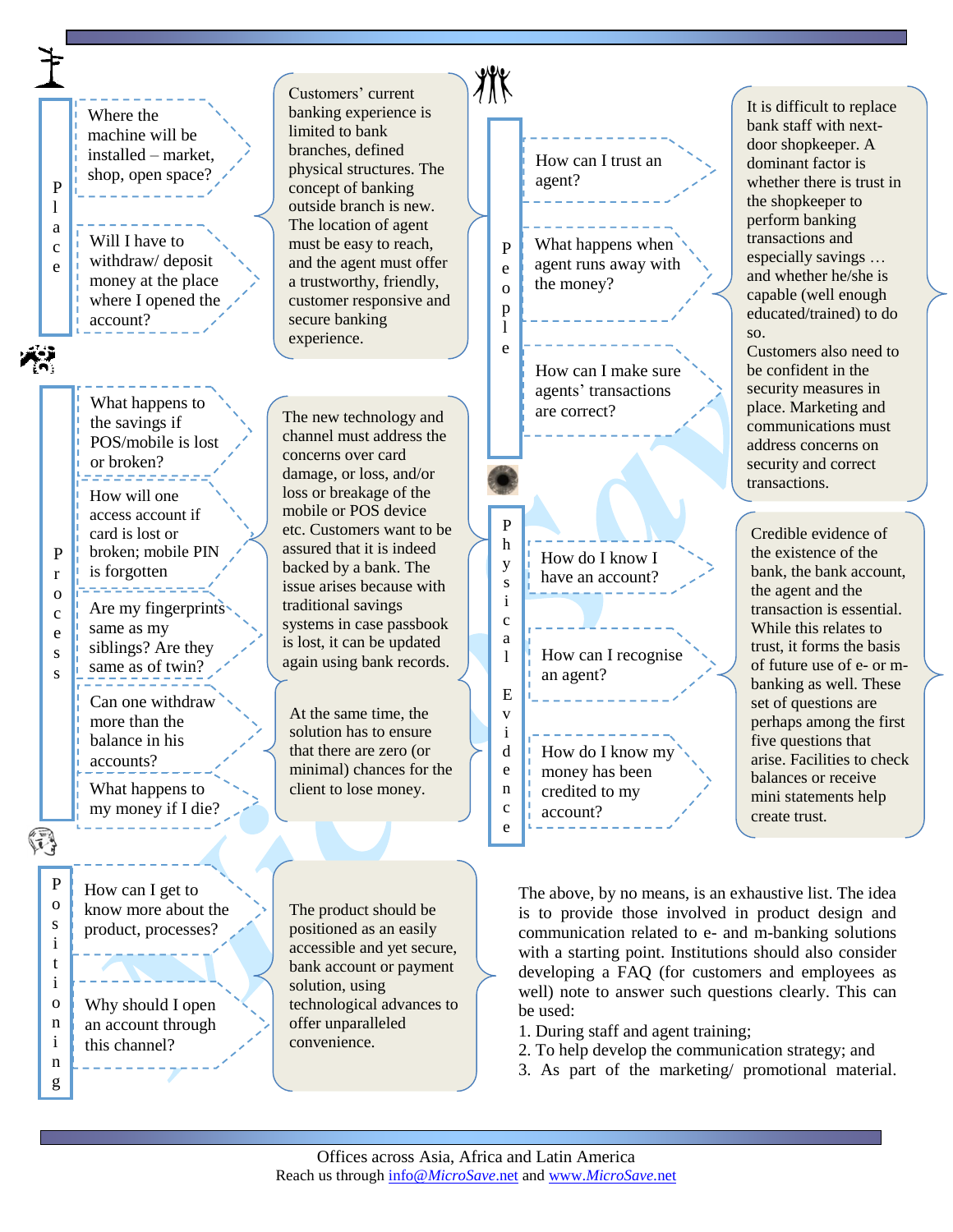## Place

- Where the machine will be installed – market, shop, open space?
- Will I have to withdraw/ deposit money at the place where I opened the account?

Customers' current banking experience is limited to bank branches, defined physical structures. The concept of banking outside branch is new. The location of agent must be easy to reach, and the agent must offer a trustworthy, friendly, customer responsive and secure banking experience.

## Process

- What happens to the savings if POS/mobile is lost or broken?
- How will one access account if card is lost or broken; mobile PIN is forgotten
- Are my fingerprints same as my siblings? Are they same as of twin?
- Can one withdraw more than the balance in his accounts?
- What happens to my money if I die?

The new technology and channel must address the concerns over card damage, or loss, and/or loss or breakage of the mobile or POS device etc. Customers want to be assured that it is indeed backed by a bank. The issue arises because with traditional savings systems in case passbook is lost, it can be updated again using bank records.

At the same time, the solution has to ensure that there are zero (or minimal) chances for the client to lose money.

## Positioning

- How can I get to know more about the product, processes?
- Why should I open an account through this channel?

The product should be positioned as an easily accessible and yet secure, bank account or payment solution, using technological advances to offer unparalleled convenience.

## People

- How can I trust an agent?
- What happens when agent runs away with the money?
- How can I make sure agents' transactions are correct?

It is difficult to replace bank staff with next-door shopkeeper. A dominant factor is whether there is trust in the shopkeeper to perform banking transactions and especially savings … and whether he/she is capable (well enough educated/trained) to do so.
Customers also need to be confident in the security measures in place. Marketing and communications must address concerns on security and correct transactions.

## Physical Evidence

- How do I know I have an account?
- How can I recognise an agent?
- How do I know my money has been credited to my account?

Credible evidence of the existence of the bank, the bank account, the agent and the transaction is essential. While this relates to trust, it forms the basis of future use of e- or m-banking as well. These set of questions are perhaps among the first five questions that arise. Facilities to check balances or receive mini statements help create trust.

The above, by no means, is an exhaustive list. The idea is to provide those involved in product design and communication related to e- and m-banking solutions with a starting point. Institutions should also consider developing a FAQ (for customers and employees as well) note to answer such questions clearly. This can be used:

1. During staff and agent training;
2. To help develop the communication strategy; and
3. As part of the marketing/ promotional material.

Offices across Asia, Africa and Latin America
Reach us through info@*MicroSave*.net and www.*MicroSave*.net